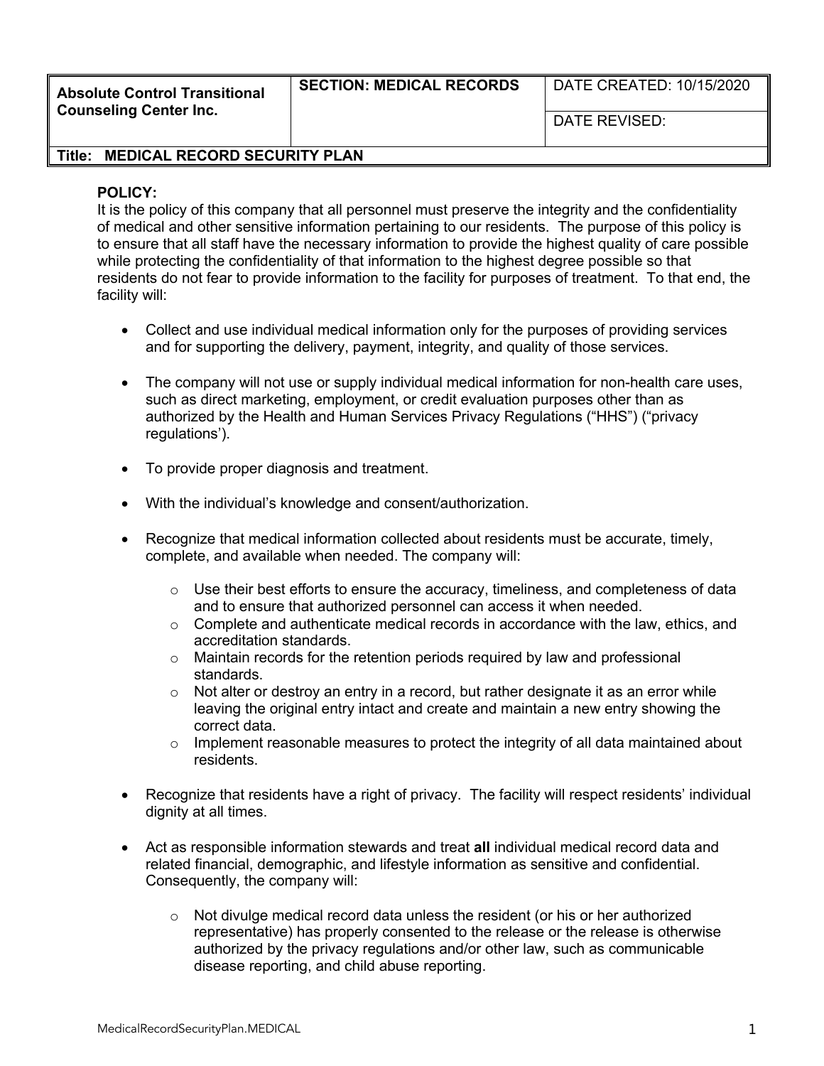| Absolute Control Transitional Counseling Center Inc. | SECTION: MEDICAL RECORDS | DATE CREATED: 10/15/2020 |
| --- | --- | --- |
| | | DATE REVISED: |
| **Title: MEDICAL RECORD SECURITY PLAN** | | |

**POLICY:**

It is the policy of this company that all personnel must preserve the integrity and the confidentiality of medical and other sensitive information pertaining to our residents. The purpose of this policy is to ensure that all staff have the necessary information to provide the highest quality of care possible while protecting the confidentiality of that information to the highest degree possible so that residents do not fear to provide information to the facility for purposes of treatment. To that end, the facility will:

- Collect and use individual medical information only for the purposes of providing services and for supporting the delivery, payment, integrity, and quality of those services.

- The company will not use or supply individual medical information for non-health care uses, such as direct marketing, employment, or credit evaluation purposes other than as authorized by the Health and Human Services Privacy Regulations ("HHS") ("privacy regulations').

- To provide proper diagnosis and treatment.

- With the individual's knowledge and consent/authorization.

- Recognize that medical information collected about residents must be accurate, timely, complete, and available when needed. The company will:

    - Use their best efforts to ensure the accuracy, timeliness, and completeness of data and to ensure that authorized personnel can access it when needed.
    - Complete and authenticate medical records in accordance with the law, ethics, and accreditation standards.
    - Maintain records for the retention periods required by law and professional standards.
    - Not alter or destroy an entry in a record, but rather designate it as an error while leaving the original entry intact and create and maintain a new entry showing the correct data.
    - Implement reasonable measures to protect the integrity of all data maintained about residents.

- Recognize that residents have a right of privacy. The facility will respect residents' individual dignity at all times.

- Act as responsible information stewards and treat **all** individual medical record data and related financial, demographic, and lifestyle information as sensitive and confidential. Consequently, the company will:

    - Not divulge medical record data unless the resident (or his or her authorized representative) has properly consented to the release or the release is otherwise authorized by the privacy regulations and/or other law, such as communicable disease reporting, and child abuse reporting.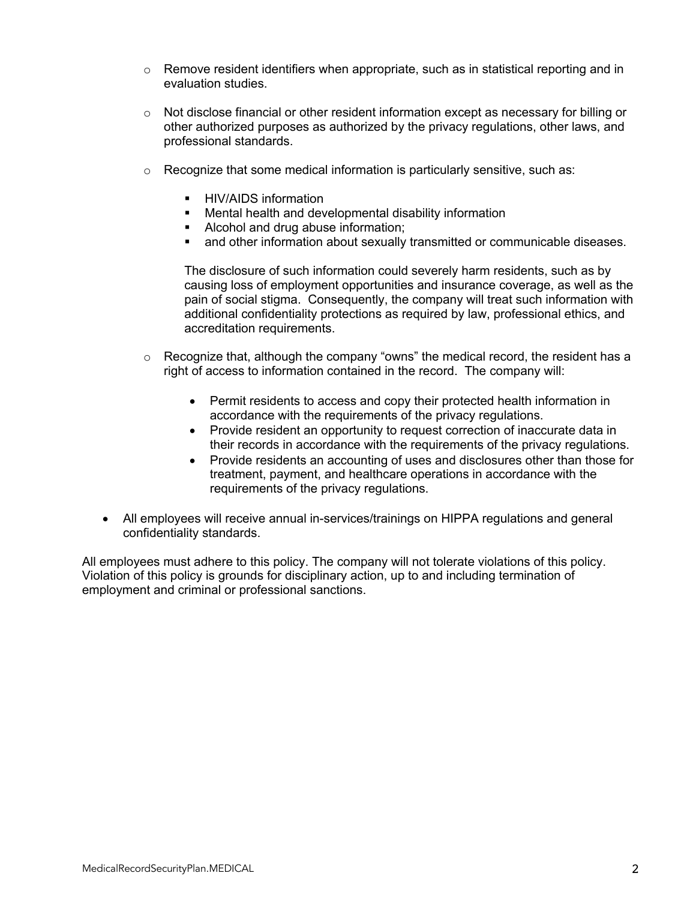- Remove resident identifiers when appropriate, such as in statistical reporting and in evaluation studies.

- Not disclose financial or other resident information except as necessary for billing or other authorized purposes as authorized by the privacy regulations, other laws, and professional standards.

- Recognize that some medical information is particularly sensitive, such as:

  - HIV/AIDS information
  - Mental health and developmental disability information
  - Alcohol and drug abuse information;
  - and other information about sexually transmitted or communicable diseases.

  The disclosure of such information could severely harm residents, such as by causing loss of employment opportunities and insurance coverage, as well as the pain of social stigma. Consequently, the company will treat such information with additional confidentiality protections as required by law, professional ethics, and accreditation requirements.

- Recognize that, although the company "owns" the medical record, the resident has a right of access to information contained in the record. The company will:

  - Permit residents to access and copy their protected health information in accordance with the requirements of the privacy regulations.
  - Provide resident an opportunity to request correction of inaccurate data in their records in accordance with the requirements of the privacy regulations.
  - Provide residents an accounting of uses and disclosures other than those for treatment, payment, and healthcare operations in accordance with the requirements of the privacy regulations.

- All employees will receive annual in-services/trainings on HIPPA regulations and general confidentiality standards.

All employees must adhere to this policy. The company will not tolerate violations of this policy. Violation of this policy is grounds for disciplinary action, up to and including termination of employment and criminal or professional sanctions.